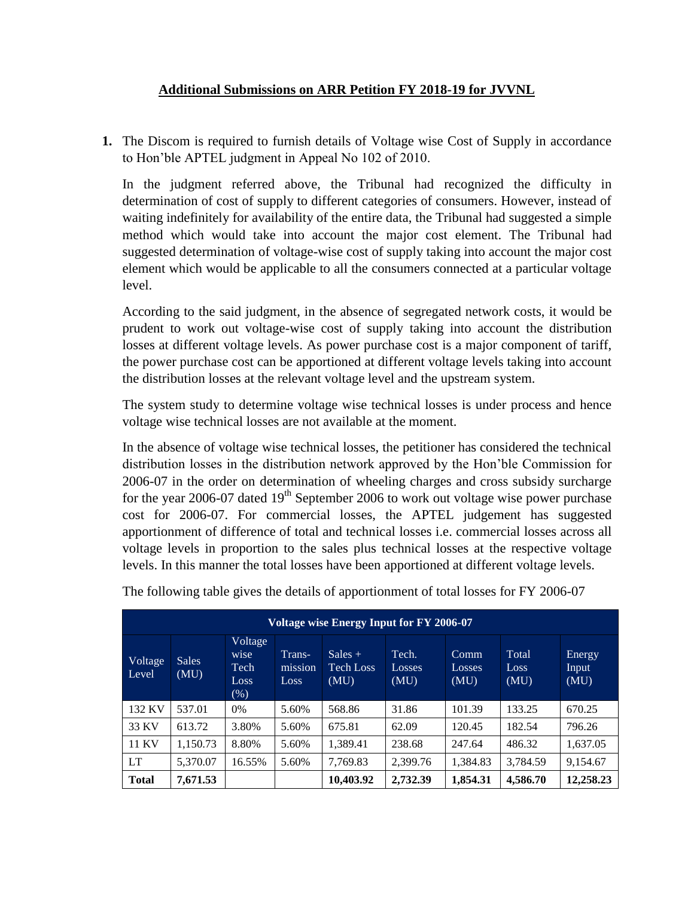# Additional Submissions on ARR Petition FY 2018-19 for JVVNL

1. The Discom is required to furnish details of Voltage wise Cost of Supply in accordance to Hon'ble APTEL judgment in Appeal No 102 of 2010.

   In the judgment referred above, the Tribunal had recognized the difficulty in determination of cost of supply to different categories of consumers. However, instead of waiting indefinitely for availability of the entire data, the Tribunal had suggested a simple method which would take into account the major cost element. The Tribunal had suggested determination of voltage-wise cost of supply taking into account the major cost element which would be applicable to all the consumers connected at a particular voltage level.

   According to the said judgment, in the absence of segregated network costs, it would be prudent to work out voltage-wise cost of supply taking into account the distribution losses at different voltage levels. As power purchase cost is a major component of tariff, the power purchase cost can be apportioned at different voltage levels taking into account the distribution losses at the relevant voltage level and the upstream system.

   The system study to determine voltage wise technical losses is under process and hence voltage wise technical losses are not available at the moment.

   In the absence of voltage wise technical losses, the petitioner has considered the technical distribution losses in the distribution network approved by the Hon'ble Commission for 2006-07 in the order on determination of wheeling charges and cross subsidy surcharge for the year 2006-07 dated 19th September 2006 to work out voltage wise power purchase cost for 2006-07. For commercial losses, the APTEL judgement has suggested apportionment of difference of total and technical losses i.e. commercial losses across all voltage levels in proportion to the sales plus technical losses at the respective voltage levels. In this manner the total losses have been apportioned at different voltage levels.

   The following table gives the details of apportionment of total losses for FY 2006-07

| Voltage wise Energy Input for FY 2006-07 | | | | | | | | |
|---|---|---|---|---|---|---|---|---|
| Voltage Level | Sales (MU) | Voltage wise Tech Loss (%) | Trans-mission Loss | Sales + Tech Loss (MU) | Tech. Losses (MU) | Comm Losses (MU) | Total Loss (MU) | Energy Input (MU) |
| 132 KV | 537.01 | 0% | 5.60% | 568.86 | 31.86 | 101.39 | 133.25 | 670.25 |
| 33 KV | 613.72 | 3.80% | 5.60% | 675.81 | 62.09 | 120.45 | 182.54 | 796.26 |
| 11 KV | 1,150.73 | 8.80% | 5.60% | 1,389.41 | 238.68 | 247.64 | 486.32 | 1,637.05 |
| LT | 5,370.07 | 16.55% | 5.60% | 7,769.83 | 2,399.76 | 1,384.83 | 3,784.59 | 9,154.67 |
| **Total** | **7,671.53** | | | **10,403.92** | **2,732.39** | **1,854.31** | **4,586.70** | **12,258.23** |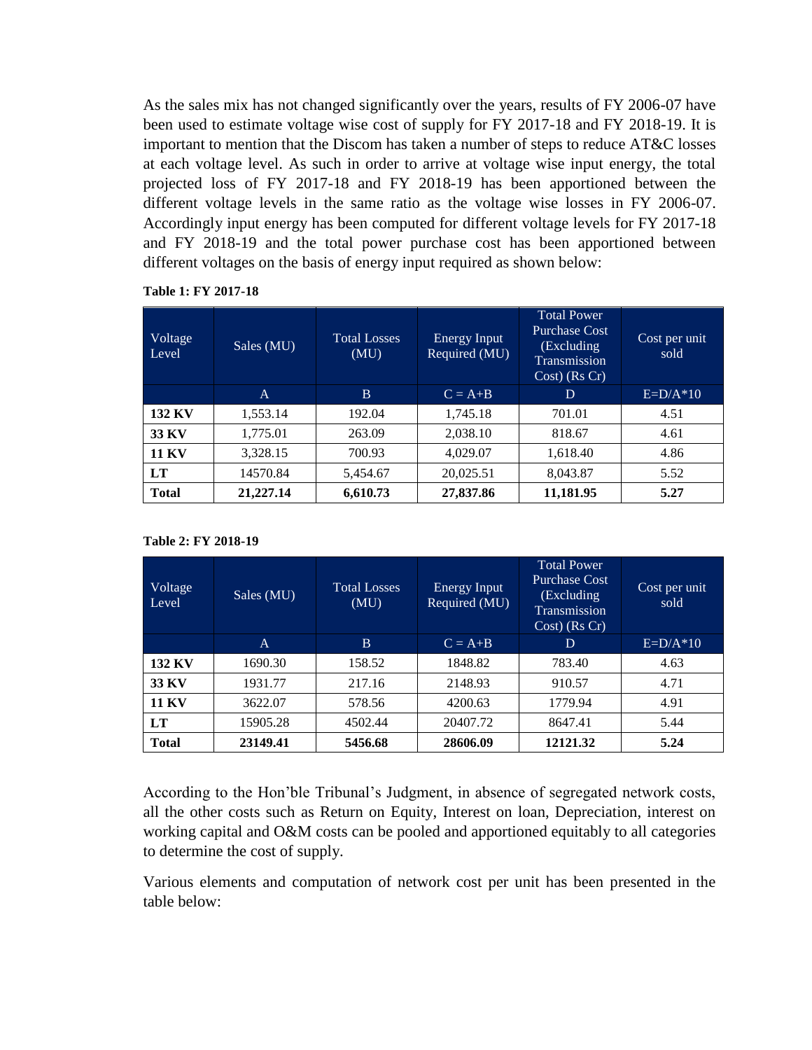As the sales mix has not changed significantly over the years, results of FY 2006-07 have been used to estimate voltage wise cost of supply for FY 2017-18 and FY 2018-19. It is important to mention that the Discom has taken a number of steps to reduce AT&C losses at each voltage level. As such in order to arrive at voltage wise input energy, the total projected loss of FY 2017-18 and FY 2018-19 has been apportioned between the different voltage levels in the same ratio as the voltage wise losses in FY 2006-07. Accordingly input energy has been computed for different voltage levels for FY 2017-18 and FY 2018-19 and the total power purchase cost has been apportioned between different voltages on the basis of energy input required as shown below:

**Table 1: FY 2017-18**

| Voltage Level | Sales (MU) | Total Losses (MU) | Energy Input Required (MU) | Total Power Purchase Cost (Excluding Transmission Cost) (Rs Cr) | Cost per unit sold |
|---|---|---|---|---|---|
| | A | B | C = A+B | D | E=D/A*10 |
| **132 KV** | 1,553.14 | 192.04 | 1,745.18 | 701.01 | 4.51 |
| **33 KV** | 1,775.01 | 263.09 | 2,038.10 | 818.67 | 4.61 |
| **11 KV** | 3,328.15 | 700.93 | 4,029.07 | 1,618.40 | 4.86 |
| **LT** | 14570.84 | 5,454.67 | 20,025.51 | 8,043.87 | 5.52 |
| **Total** | **21,227.14** | **6,610.73** | **27,837.86** | **11,181.95** | **5.27** |

**Table 2: FY 2018-19**

| Voltage Level | Sales (MU) | Total Losses (MU) | Energy Input Required (MU) | Total Power Purchase Cost (Excluding Transmission Cost) (Rs Cr) | Cost per unit sold |
|---|---|---|---|---|---|
| | A | B | C = A+B | D | E=D/A*10 |
| **132 KV** | 1690.30 | 158.52 | 1848.82 | 783.40 | 4.63 |
| **33 KV** | 1931.77 | 217.16 | 2148.93 | 910.57 | 4.71 |
| **11 KV** | 3622.07 | 578.56 | 4200.63 | 1779.94 | 4.91 |
| **LT** | 15905.28 | 4502.44 | 20407.72 | 8647.41 | 5.44 |
| **Total** | **23149.41** | **5456.68** | **28606.09** | **12121.32** | **5.24** |

According to the Hon'ble Tribunal's Judgment, in absence of segregated network costs, all the other costs such as Return on Equity, Interest on loan, Depreciation, interest on working capital and O&M costs can be pooled and apportioned equitably to all categories to determine the cost of supply.

Various elements and computation of network cost per unit has been presented in the table below: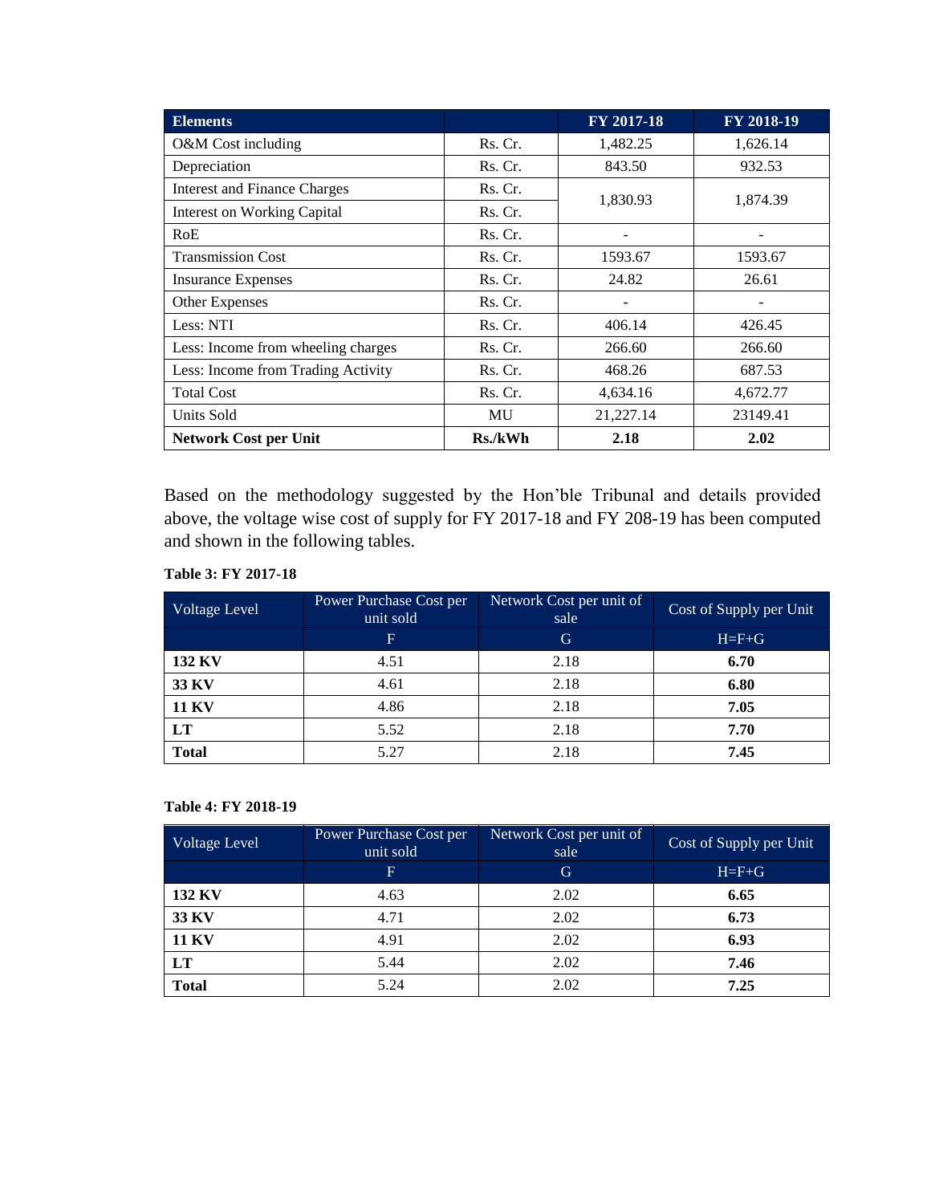| Elements | | FY 2017-18 | FY 2018-19 |
|---|---|---|---|
| O&M Cost including | Rs. Cr. | 1,482.25 | 1,626.14 |
| Depreciation | Rs. Cr. | 843.50 | 932.53 |
| Interest and Finance Charges | Rs. Cr. | 1,830.93 | 1,874.39 |
| Interest on Working Capital | Rs. Cr. | | |
| RoE | Rs. Cr. | - | - |
| Transmission Cost | Rs. Cr. | 1593.67 | 1593.67 |
| Insurance Expenses | Rs. Cr. | 24.82 | 26.61 |
| Other Expenses | Rs. Cr. | - | - |
| Less: NTI | Rs. Cr. | 406.14 | 426.45 |
| Less: Income from wheeling charges | Rs. Cr. | 266.60 | 266.60 |
| Less: Income from Trading Activity | Rs. Cr. | 468.26 | 687.53 |
| Total Cost | Rs. Cr. | 4,634.16 | 4,672.77 |
| Units Sold | MU | 21,227.14 | 23149.41 |
| **Network Cost per Unit** | **Rs./kWh** | **2.18** | **2.02** |

Based on the methodology suggested by the Hon'ble Tribunal and details provided above, the voltage wise cost of supply for FY 2017-18 and FY 208-19 has been computed and shown in the following tables.

**Table 3: FY 2017-18**

| Voltage Level | Power Purchase Cost per unit sold | Network Cost per unit of sale | Cost of Supply per Unit |
|---|---|---|---|
| | F | G | H=F+G |
| **132 KV** | 4.51 | 2.18 | **6.70** |
| **33 KV** | 4.61 | 2.18 | **6.80** |
| **11 KV** | 4.86 | 2.18 | **7.05** |
| **LT** | 5.52 | 2.18 | **7.70** |
| **Total** | 5.27 | 2.18 | **7.45** |

**Table 4: FY 2018-19**

| Voltage Level | Power Purchase Cost per unit sold | Network Cost per unit of sale | Cost of Supply per Unit |
|---|---|---|---|
| | F | G | H=F+G |
| **132 KV** | 4.63 | 2.02 | **6.65** |
| **33 KV** | 4.71 | 2.02 | **6.73** |
| **11 KV** | 4.91 | 2.02 | **6.93** |
| **LT** | 5.44 | 2.02 | **7.46** |
| **Total** | 5.24 | 2.02 | **7.25** |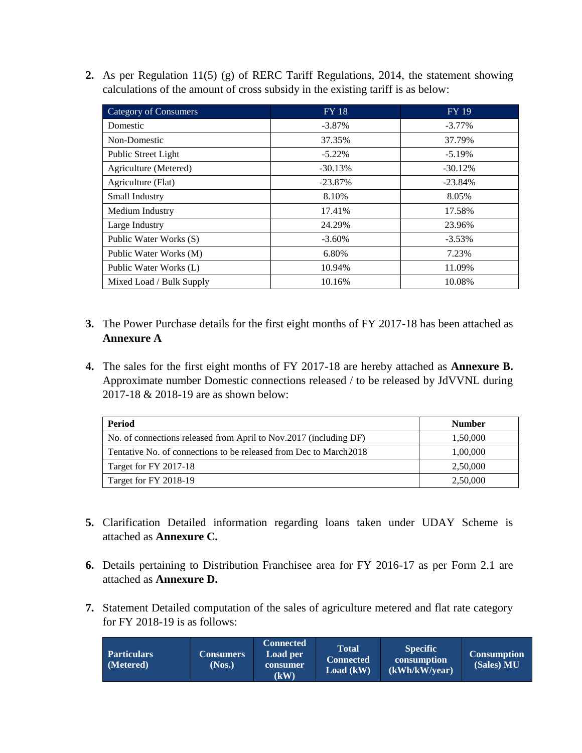2. As per Regulation 11(5) (g) of RERC Tariff Regulations, 2014, the statement showing calculations of the amount of cross subsidy in the existing tariff is as below:

| Category of Consumers | FY 18 | FY 19 |
|---|---|---|
| Domestic | -3.87% | -3.77% |
| Non-Domestic | 37.35% | 37.79% |
| Public Street Light | -5.22% | -5.19% |
| Agriculture (Metered) | -30.13% | -30.12% |
| Agriculture (Flat) | -23.87% | -23.84% |
| Small Industry | 8.10% | 8.05% |
| Medium Industry | 17.41% | 17.58% |
| Large Industry | 24.29% | 23.96% |
| Public Water Works (S) | -3.60% | -3.53% |
| Public Water Works (M) | 6.80% | 7.23% |
| Public Water Works (L) | 10.94% | 11.09% |
| Mixed Load / Bulk Supply | 10.16% | 10.08% |

3. The Power Purchase details for the first eight months of FY 2017-18 has been attached as **Annexure A**

4. The sales for the first eight months of FY 2017-18 are hereby attached as **Annexure B.** Approximate number Domestic connections released / to be released by JdVVNL during 2017-18 & 2018-19 are as shown below:

| **Period** | **Number** |
|---|---|
| No. of connections released from April to Nov.2017 (including DF) | 1,50,000 |
| Tentative No. of connections to be released from Dec to March2018 | 1,00,000 |
| Target for FY 2017-18 | 2,50,000 |
| Target for FY 2018-19 | 2,50,000 |

5. Clarification Detailed information regarding loans taken under UDAY Scheme is attached as **Annexure C.**

6. Details pertaining to Distribution Franchisee area for FY 2016-17 as per Form 2.1 are attached as **Annexure D.**

7. Statement Detailed computation of the sales of agriculture metered and flat rate category for FY 2018-19 is as follows:

| Particulars (Metered) | Consumers (Nos.) | Connected Load per consumer (kW) | Total Connected Load (kW) | Specific consumption (kWh/kW/year) | Consumption (Sales) MU |
|---|---|---|---|---|---|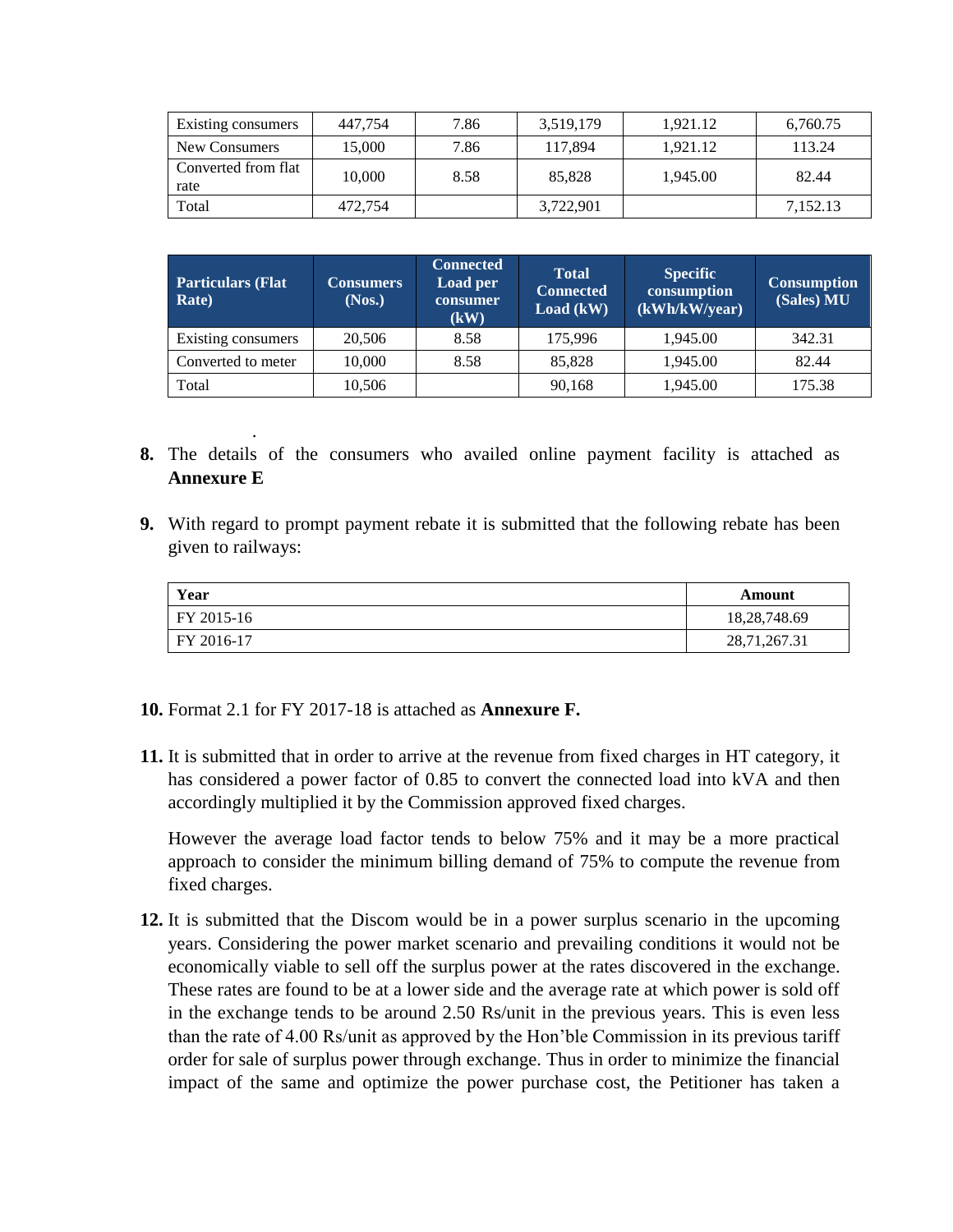| Existing consumers | 447,754 | 7.86 | 3,519,179 | 1,921.12 | 6,760.75 |
|---|---|---|---|---|---|
| New Consumers | 15,000 | 7.86 | 117,894 | 1,921.12 | 113.24 |
| Converted from flat rate | 10,000 | 8.58 | 85,828 | 1,945.00 | 82.44 |
| Total | 472,754 | | 3,722,901 | | 7,152.13 |

| Particulars (Flat Rate) | Consumers (Nos.) | Connected Load per consumer (kW) | Total Connected Load (kW) | Specific consumption (kWh/kW/year) | Consumption (Sales) MU |
|---|---|---|---|---|---|
| Existing consumers | 20,506 | 8.58 | 175,996 | 1,945.00 | 342.31 |
| Converted to meter | 10,000 | 8.58 | 85,828 | 1,945.00 | 82.44 |
| Total | 10,506 | | 90,168 | 1,945.00 | 175.38 |

.

8. The details of the consumers who availed online payment facility is attached as **Annexure E**

9. With regard to prompt payment rebate it is submitted that the following rebate has been given to railways:

| Year | Amount |
|---|---|
| FY 2015-16 | 18,28,748.69 |
| FY 2016-17 | 28,71,267.31 |

10. Format 2.1 for FY 2017-18 is attached as **Annexure F.**

11. It is submitted that in order to arrive at the revenue from fixed charges in HT category, it has considered a power factor of 0.85 to convert the connected load into kVA and then accordingly multiplied it by the Commission approved fixed charges.

    However the average load factor tends to below 75% and it may be a more practical approach to consider the minimum billing demand of 75% to compute the revenue from fixed charges.

12. It is submitted that the Discom would be in a power surplus scenario in the upcoming years. Considering the power market scenario and prevailing conditions it would not be economically viable to sell off the surplus power at the rates discovered in the exchange. These rates are found to be at a lower side and the average rate at which power is sold off in the exchange tends to be around 2.50 Rs/unit in the previous years. This is even less than the rate of 4.00 Rs/unit as approved by the Hon'ble Commission in its previous tariff order for sale of surplus power through exchange. Thus in order to minimize the financial impact of the same and optimize the power purchase cost, the Petitioner has taken a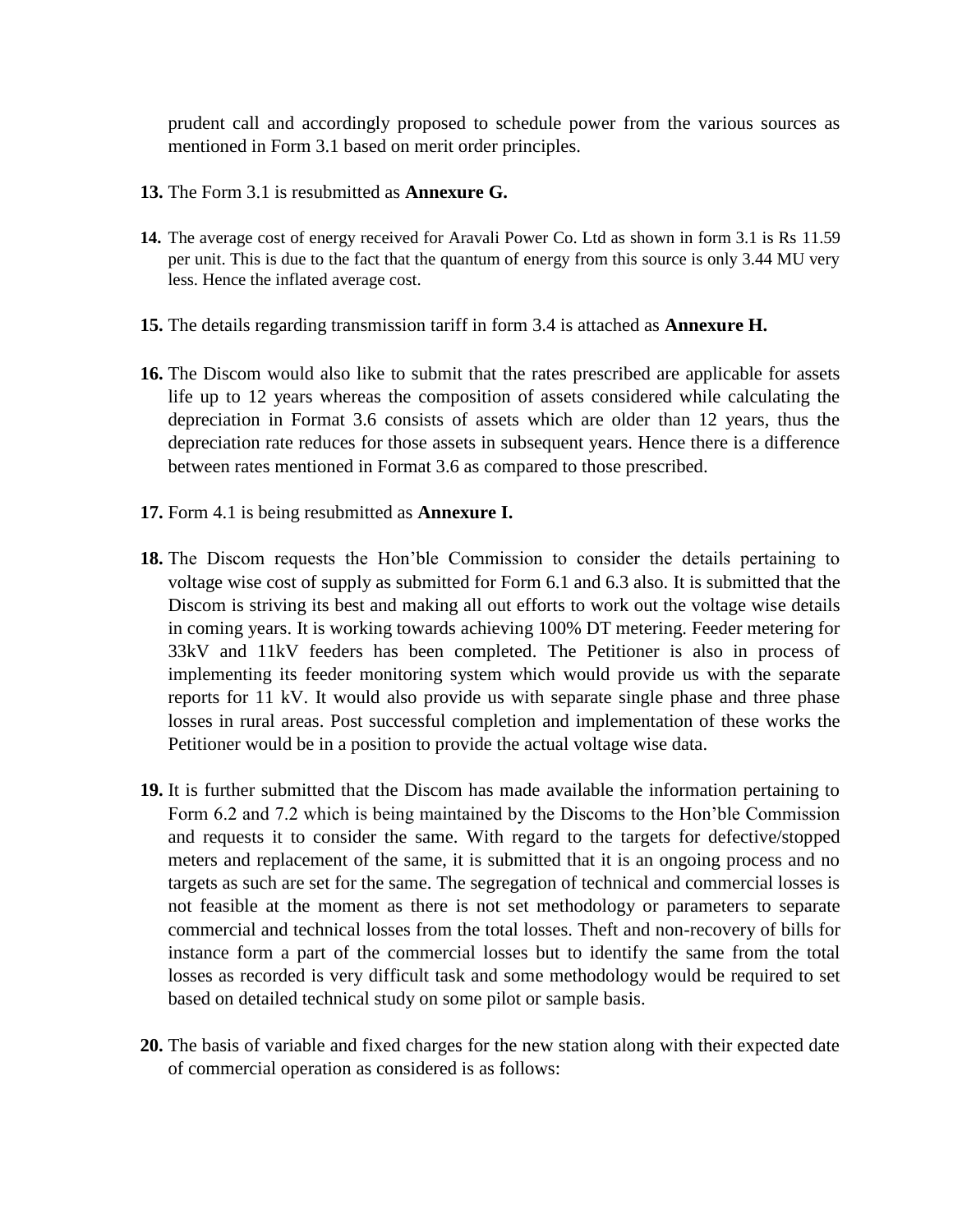prudent call and accordingly proposed to schedule power from the various sources as mentioned in Form 3.1 based on merit order principles.

**13.** The Form 3.1 is resubmitted as **Annexure G.**

**14.** The average cost of energy received for Aravali Power Co. Ltd as shown in form 3.1 is Rs 11.59 per unit. This is due to the fact that the quantum of energy from this source is only 3.44 MU very less. Hence the inflated average cost.

**15.** The details regarding transmission tariff in form 3.4 is attached as **Annexure H.**

**16.** The Discom would also like to submit that the rates prescribed are applicable for assets life up to 12 years whereas the composition of assets considered while calculating the depreciation in Format 3.6 consists of assets which are older than 12 years, thus the depreciation rate reduces for those assets in subsequent years. Hence there is a difference between rates mentioned in Format 3.6 as compared to those prescribed.

**17.** Form 4.1 is being resubmitted as **Annexure I.**

**18.** The Discom requests the Hon'ble Commission to consider the details pertaining to voltage wise cost of supply as submitted for Form 6.1 and 6.3 also. It is submitted that the Discom is striving its best and making all out efforts to work out the voltage wise details in coming years. It is working towards achieving 100% DT metering. Feeder metering for 33kV and 11kV feeders has been completed. The Petitioner is also in process of implementing its feeder monitoring system which would provide us with the separate reports for 11 kV. It would also provide us with separate single phase and three phase losses in rural areas. Post successful completion and implementation of these works the Petitioner would be in a position to provide the actual voltage wise data.

**19.** It is further submitted that the Discom has made available the information pertaining to Form 6.2 and 7.2 which is being maintained by the Discoms to the Hon'ble Commission and requests it to consider the same. With regard to the targets for defective/stopped meters and replacement of the same, it is submitted that it is an ongoing process and no targets as such are set for the same. The segregation of technical and commercial losses is not feasible at the moment as there is not set methodology or parameters to separate commercial and technical losses from the total losses. Theft and non-recovery of bills for instance form a part of the commercial losses but to identify the same from the total losses as recorded is very difficult task and some methodology would be required to set based on detailed technical study on some pilot or sample basis.

**20.** The basis of variable and fixed charges for the new station along with their expected date of commercial operation as considered is as follows: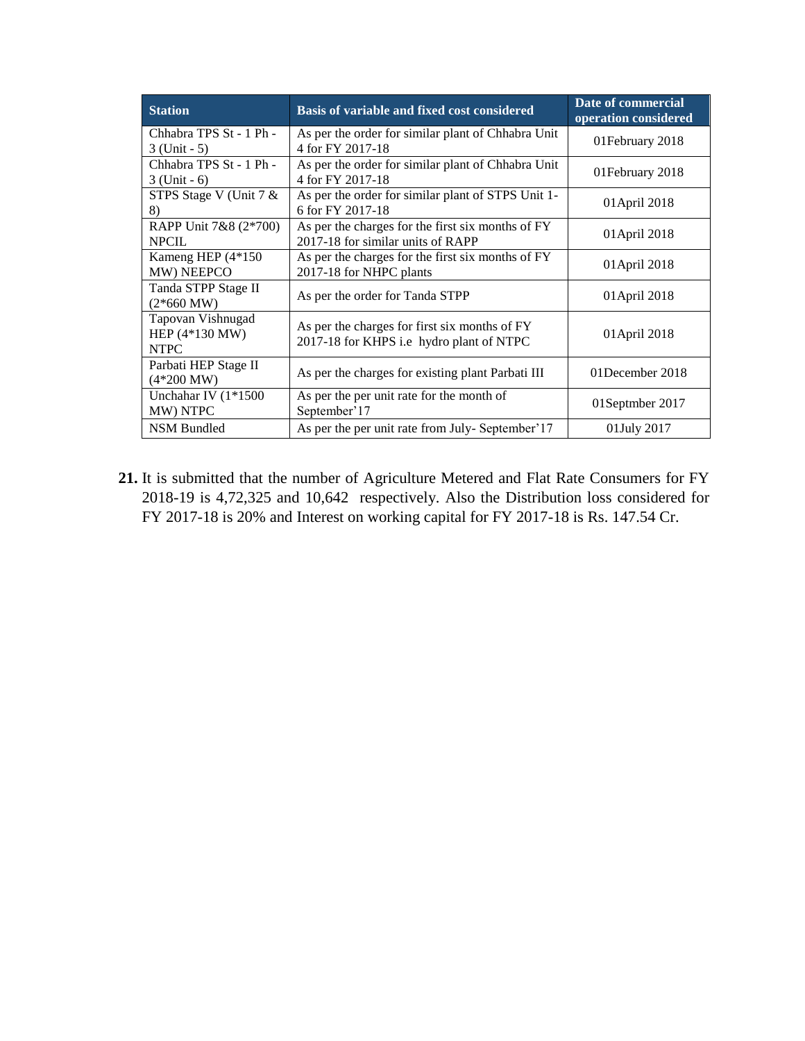| Station | Basis of variable and fixed cost considered | Date of commercial operation considered |
|---|---|---|
| Chhabra TPS St - 1 Ph - 3 (Unit - 5) | As per the order for similar plant of Chhabra Unit 4 for FY 2017-18 | 01February 2018 |
| Chhabra TPS St - 1 Ph - 3 (Unit - 6) | As per the order for similar plant of Chhabra Unit 4 for FY 2017-18 | 01February 2018 |
| STPS Stage V (Unit 7 & 8) | As per the order for similar plant of STPS Unit 1-6 for FY 2017-18 | 01April 2018 |
| RAPP Unit 7&8 (2*700) NPCIL | As per the charges for the first six months of FY 2017-18 for similar units of RAPP | 01April 2018 |
| Kameng HEP (4*150 MW) NEEPCO | As per the charges for the first six months of FY 2017-18 for NHPC plants | 01April 2018 |
| Tanda STPP Stage II (2*660 MW) | As per the order for Tanda STPP | 01April 2018 |
| Tapovan Vishnugad HEP (4*130 MW) NTPC | As per the charges for first six months of FY 2017-18 for KHPS i.e hydro plant of NTPC | 01April 2018 |
| Parbati HEP Stage II (4*200 MW) | As per the charges for existing plant Parbati III | 01December 2018 |
| Unchahar IV (1*1500 MW) NTPC | As per the per unit rate for the month of September'17 | 01Septmber 2017 |
| NSM Bundled | As per the per unit rate from July- September'17 | 01July 2017 |

**21.** It is submitted that the number of Agriculture Metered and Flat Rate Consumers for FY 2018-19 is 4,72,325 and 10,642 respectively. Also the Distribution loss considered for FY 2017-18 is 20% and Interest on working capital for FY 2017-18 is Rs. 147.54 Cr.